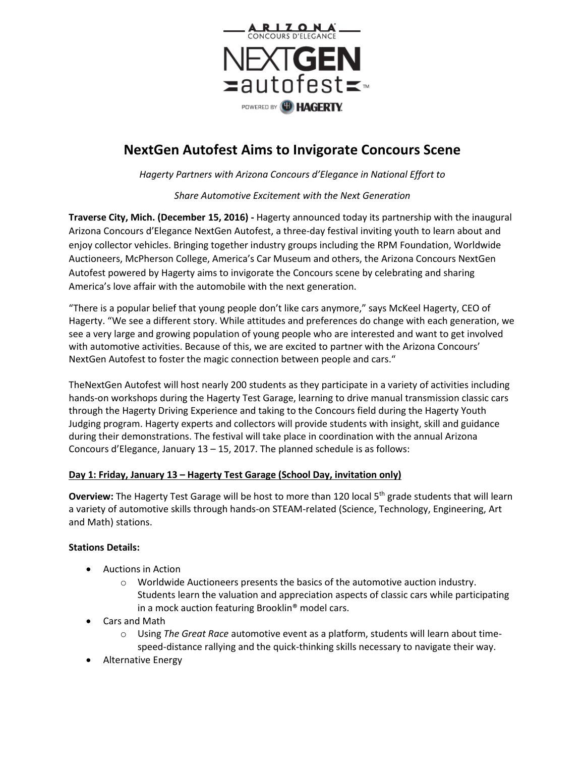ARIZONA CONCOURS D'ELEGANCE

NEXTGEN autofest™

POWERED BY HAGERTY

# NextGen Autofest Aims to Invigorate Concours Scene

*Hagerty Partners with Arizona Concours d'Elegance in National Effort to*

*Share Automotive Excitement with the Next Generation*

**Traverse City, Mich. (December 15, 2016) -** Hagerty announced today its partnership with the inaugural Arizona Concours d'Elegance NextGen Autofest, a three-day festival inviting youth to learn about and enjoy collector vehicles. Bringing together industry groups including the RPM Foundation, Worldwide Auctioneers, McPherson College, America's Car Museum and others, the Arizona Concours NextGen Autofest powered by Hagerty aims to invigorate the Concours scene by celebrating and sharing America's love affair with the automobile with the next generation.

"There is a popular belief that young people don't like cars anymore," says McKeel Hagerty, CEO of Hagerty. "We see a different story. While attitudes and preferences do change with each generation, we see a very large and growing population of young people who are interested and want to get involved with automotive activities. Because of this, we are excited to partner with the Arizona Concours' NextGen Autofest to foster the magic connection between people and cars."

TheNextGen Autofest will host nearly 200 students as they participate in a variety of activities including hands-on workshops during the Hagerty Test Garage, learning to drive manual transmission classic cars through the Hagerty Driving Experience and taking to the Concours field during the Hagerty Youth Judging program. Hagerty experts and collectors will provide students with insight, skill and guidance during their demonstrations. The festival will take place in coordination with the annual Arizona Concours d'Elegance, January 13 – 15, 2017. The planned schedule is as follows:

**Day 1: Friday, January 13 – Hagerty Test Garage (School Day, invitation only)**

**Overview:** The Hagerty Test Garage will be host to more than 120 local 5th grade students that will learn a variety of automotive skills through hands-on STEAM-related (Science, Technology, Engineering, Art and Math) stations.

**Stations Details:**

- Auctions in Action
  - Worldwide Auctioneers presents the basics of the automotive auction industry. Students learn the valuation and appreciation aspects of classic cars while participating in a mock auction featuring Brooklin® model cars.
- Cars and Math
  - Using *The Great Race* automotive event as a platform, students will learn about time-speed-distance rallying and the quick-thinking skills necessary to navigate their way.
- Alternative Energy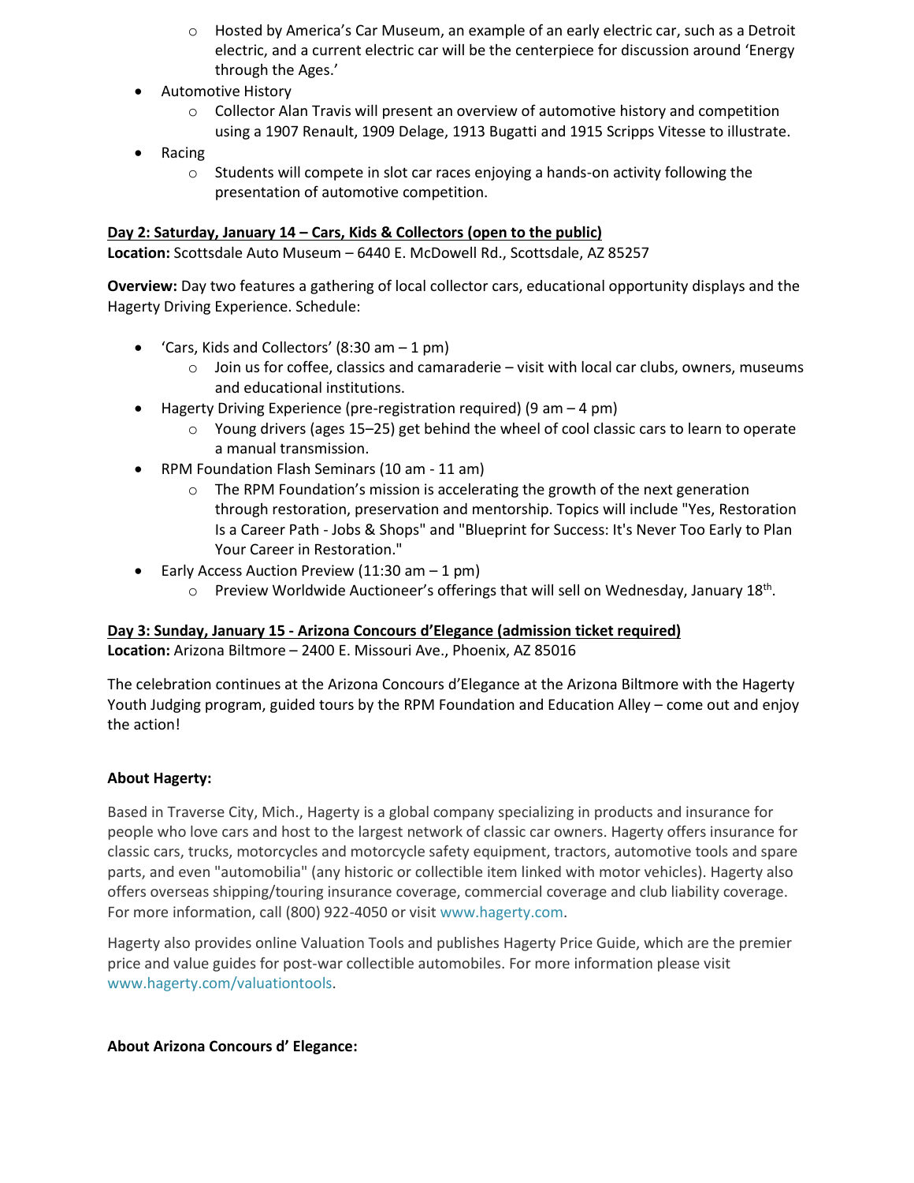- Hosted by America's Car Museum, an example of an early electric car, such as a Detroit electric, and a current electric car will be the centerpiece for discussion around 'Energy through the Ages.'
- Automotive History
    - Collector Alan Travis will present an overview of automotive history and competition using a 1907 Renault, 1909 Delage, 1913 Bugatti and 1915 Scripps Vitesse to illustrate.
- Racing
    - Students will compete in slot car races enjoying a hands-on activity following the presentation of automotive competition.

**Day 2: Saturday, January 14 – Cars, Kids & Collectors (open to the public)**
**Location:** Scottsdale Auto Museum – 6440 E. McDowell Rd., Scottsdale, AZ 85257

**Overview:** Day two features a gathering of local collector cars, educational opportunity displays and the Hagerty Driving Experience. Schedule:

- 'Cars, Kids and Collectors' (8:30 am – 1 pm)
    - Join us for coffee, classics and camaraderie – visit with local car clubs, owners, museums and educational institutions.
- Hagerty Driving Experience (pre-registration required) (9 am – 4 pm)
    - Young drivers (ages 15–25) get behind the wheel of cool classic cars to learn to operate a manual transmission.
- RPM Foundation Flash Seminars (10 am - 11 am)
    - The RPM Foundation's mission is accelerating the growth of the next generation through restoration, preservation and mentorship. Topics will include "Yes, Restoration Is a Career Path - Jobs & Shops" and "Blueprint for Success: It's Never Too Early to Plan Your Career in Restoration."
- Early Access Auction Preview (11:30 am – 1 pm)
    - Preview Worldwide Auctioneer's offerings that will sell on Wednesday, January 18th.

**Day 3: Sunday, January 15 - Arizona Concours d'Elegance (admission ticket required)**
**Location:** Arizona Biltmore – 2400 E. Missouri Ave., Phoenix, AZ 85016

The celebration continues at the Arizona Concours d'Elegance at the Arizona Biltmore with the Hagerty Youth Judging program, guided tours by the RPM Foundation and Education Alley – come out and enjoy the action!

**About Hagerty:**

Based in Traverse City, Mich., Hagerty is a global company specializing in products and insurance for people who love cars and host to the largest network of classic car owners. Hagerty offers insurance for classic cars, trucks, motorcycles and motorcycle safety equipment, tractors, automotive tools and spare parts, and even "automobilia" (any historic or collectible item linked with motor vehicles). Hagerty also offers overseas shipping/touring insurance coverage, commercial coverage and club liability coverage. For more information, call (800) 922-4050 or visit www.hagerty.com.

Hagerty also provides online Valuation Tools and publishes Hagerty Price Guide, which are the premier price and value guides for post-war collectible automobiles. For more information please visit www.hagerty.com/valuationtools.

**About Arizona Concours d' Elegance:**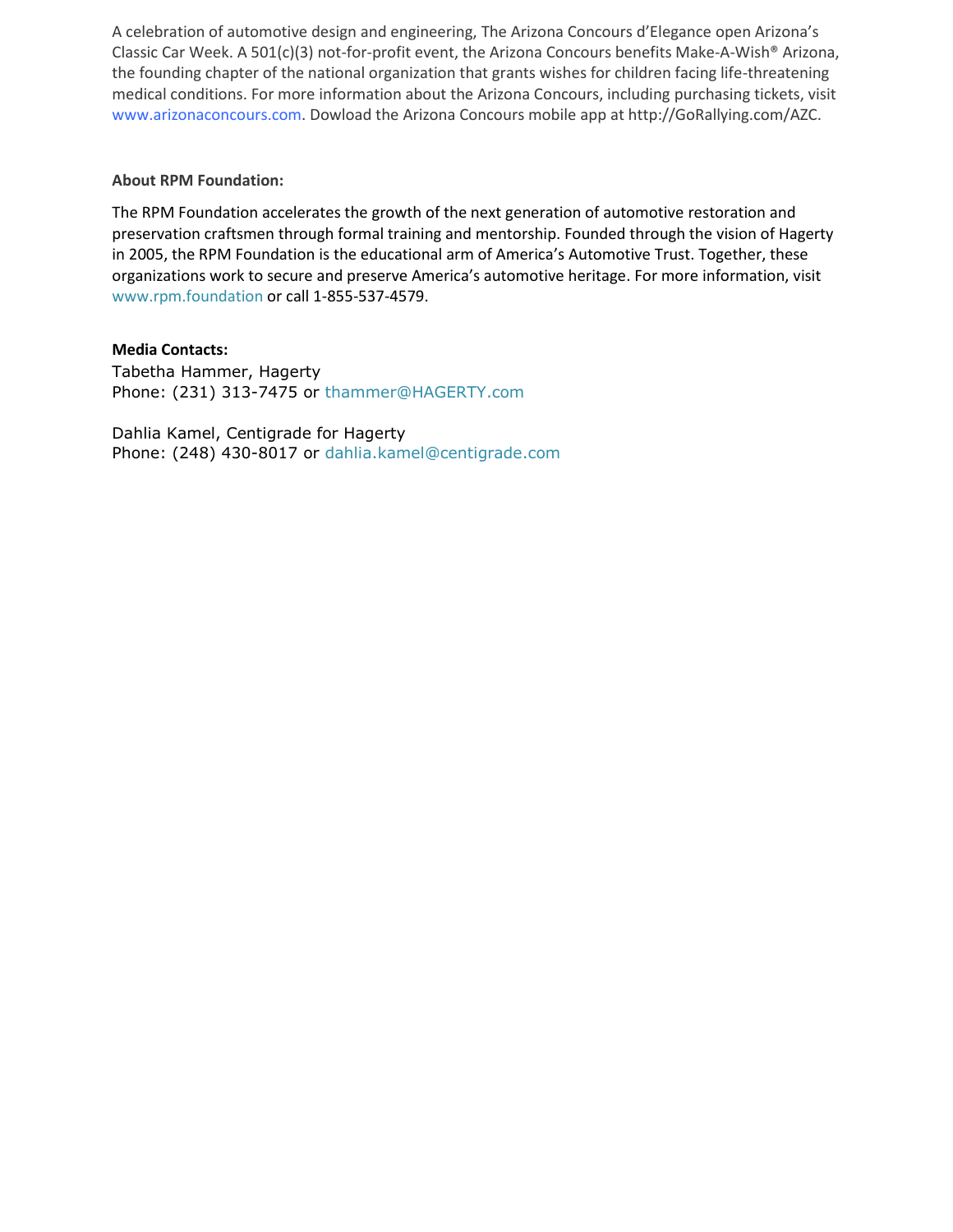A celebration of automotive design and engineering, The Arizona Concours d'Elegance open Arizona's Classic Car Week. A 501(c)(3) not-for-profit event, the Arizona Concours benefits Make-A-Wish® Arizona, the founding chapter of the national organization that grants wishes for children facing life-threatening medical conditions. For more information about the Arizona Concours, including purchasing tickets, visit www.arizonaconcours.com. Dowload the Arizona Concours mobile app at http://GoRallying.com/AZC.

**About RPM Foundation:**

The RPM Foundation accelerates the growth of the next generation of automotive restoration and preservation craftsmen through formal training and mentorship. Founded through the vision of Hagerty in 2005, the RPM Foundation is the educational arm of America's Automotive Trust. Together, these organizations work to secure and preserve America's automotive heritage. For more information, visit www.rpm.foundation or call 1-855-537-4579.

**Media Contacts:**

Tabetha Hammer, Hagerty
Phone: (231) 313-7475 or thammer@HAGERTY.com

Dahlia Kamel, Centigrade for Hagerty
Phone: (248) 430-8017 or dahlia.kamel@centigrade.com